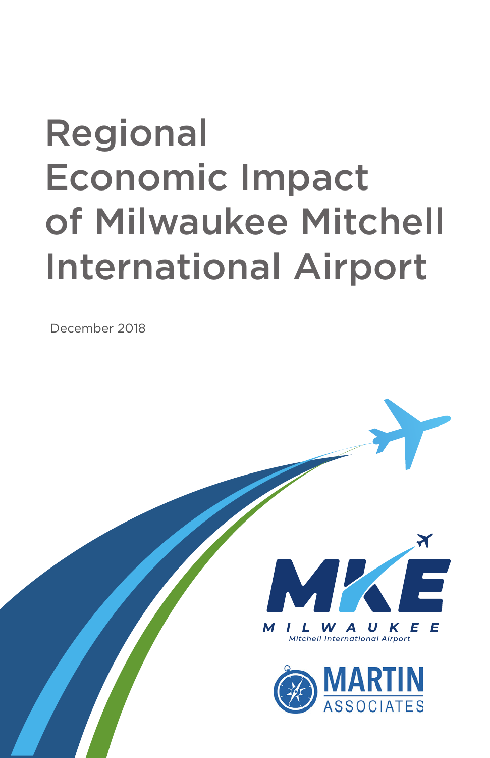# Regional Economic Impact of Milwaukee Mitchell International Airport

December 2018

MKE

MILWAUKEE

*Mitchell International Airport*

MARTIN ASSOCIATES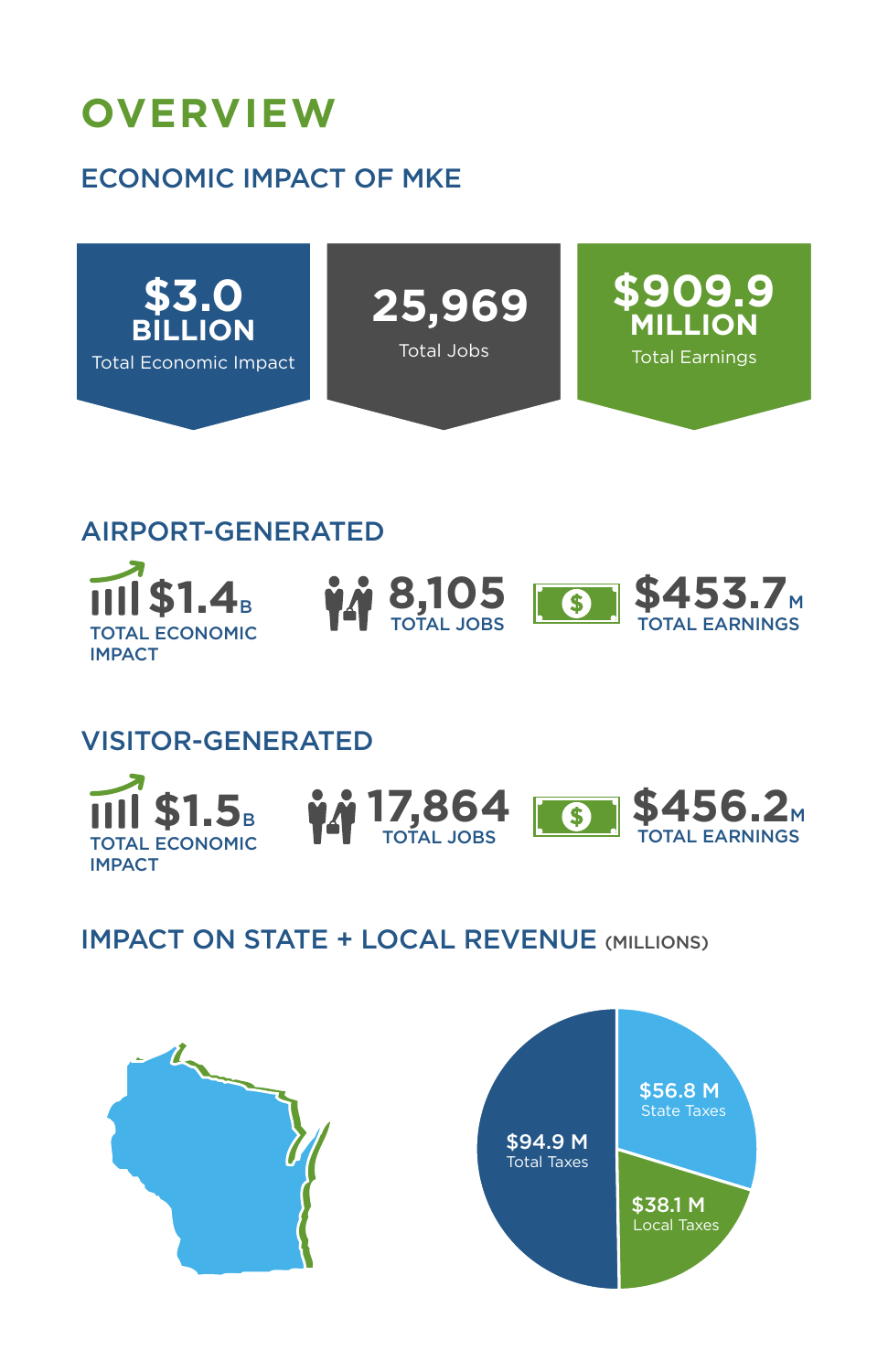# OVERVIEW

## ECONOMIC IMPACT OF MKE

**$3.0 BILLION**
Total Economic Impact

**25,969**
Total Jobs

**$909.9 MILLION**
Total Earnings

## AIRPORT-GENERATED

**$1.4B**
TOTAL ECONOMIC IMPACT

**8,105**
TOTAL JOBS

**$453.7M**
TOTAL EARNINGS

## VISITOR-GENERATED

**$1.5B**
TOTAL ECONOMIC IMPACT

**17,864**
TOTAL JOBS

**$456.2M**
TOTAL EARNINGS

## IMPACT ON STATE + LOCAL REVENUE (MILLIONS)

$94.9 M
Total Taxes

$56.8 M
State Taxes

$38.1 M
Local Taxes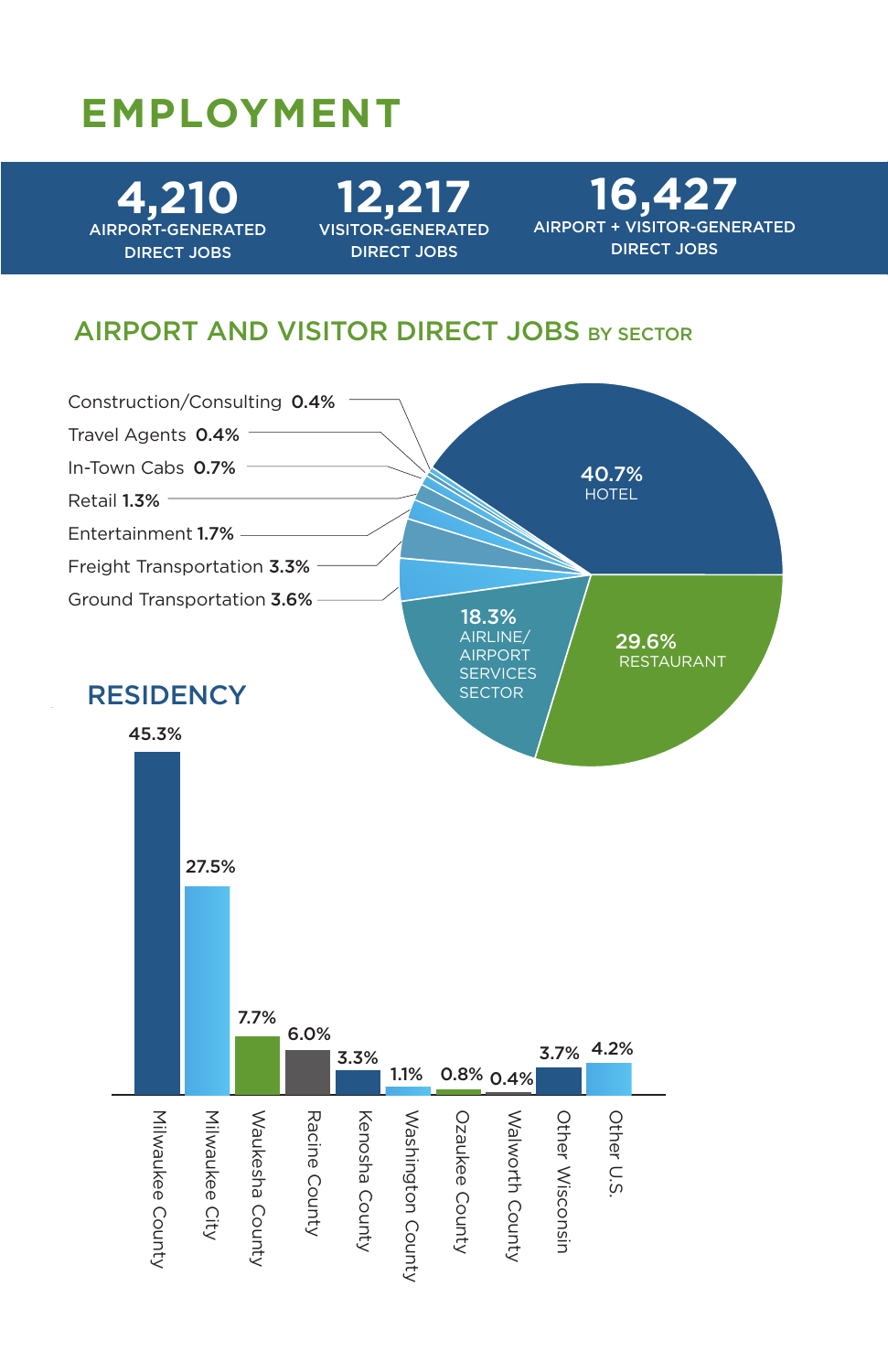# EMPLOYMENT

**4,210**
AIRPORT-GENERATED DIRECT JOBS

**12,217**
VISITOR-GENERATED DIRECT JOBS

**16,427**
AIRPORT + VISITOR-GENERATED DIRECT JOBS

## AIRPORT AND VISITOR DIRECT JOBS BY SECTOR

| Sector | Share |
| --- | --- |
| Hotel | 40.7% |
| Restaurant | 29.6% |
| Airline/Airport Services Sector | 18.3% |
| Ground Transportation | 3.6% |
| Freight Transportation | 3.3% |
| Entertainment | 1.7% |
| Retail | 1.3% |
| In-Town Cabs | 0.7% |
| Travel Agents | 0.4% |
| Construction/Consulting | 0.4% |

## RESIDENCY

| Residency | Share |
| --- | --- |
| Milwaukee County | 45.3% |
| Milwaukee City | 27.5% |
| Waukesha County | 7.7% |
| Racine County | 6.0% |
| Kenosha County | 3.3% |
| Washington County | 1.1% |
| Ozaukee County | 0.8% |
| Walworth County | 0.4% |
| Other Wisconsin | 3.7% |
| Other U.S. | 4.2% |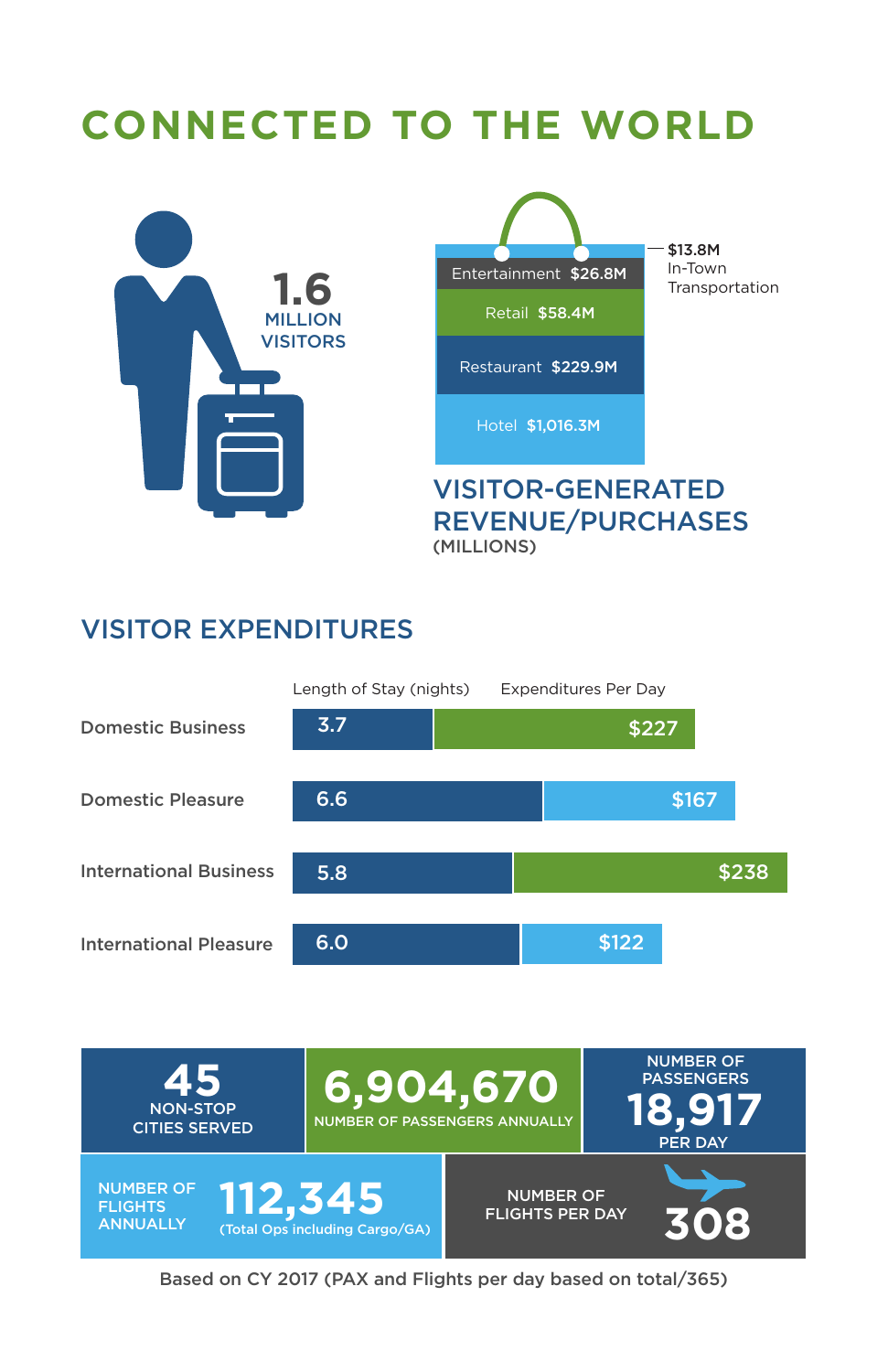# CONNECTED TO THE WORLD

**1.6** MILLION VISITORS

## VISITOR-GENERATED REVENUE/PURCHASES (MILLIONS)

| Category | Amount |
|---|---|
| In-Town Transportation | $13.8M |
| Entertainment | $26.8M |
| Retail | $58.4M |
| Restaurant | $229.9M |
| Hotel | $1,016.3M |

## VISITOR EXPENDITURES

| | Length of Stay (nights) | Expenditures Per Day |
|---|---|---|
| Domestic Business | 3.7 | $227 |
| Domestic Pleasure | 6.6 | $167 |
| International Business | 5.8 | $238 |
| International Pleasure | 6.0 | $122 |

**45** NON-STOP CITIES SERVED

**6,904,670** NUMBER OF PASSENGERS ANNUALLY

NUMBER OF PASSENGERS **18,917** PER DAY

NUMBER OF FLIGHTS ANNUALLY **112,345** (Total Ops including Cargo/GA)

NUMBER OF FLIGHTS PER DAY **308**

Based on CY 2017 (PAX and Flights per day based on total/365)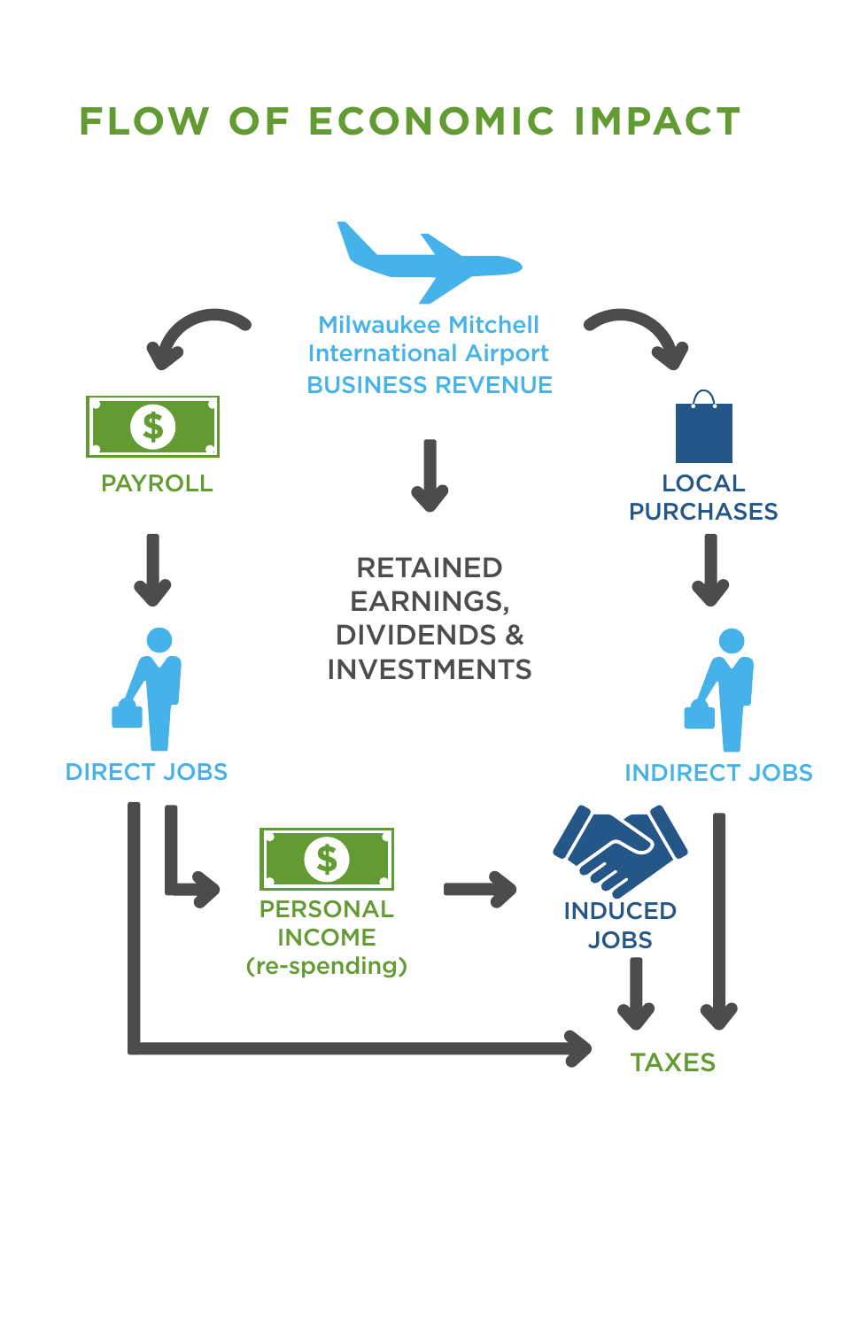# FLOW OF ECONOMIC IMPACT

Milwaukee Mitchell International Airport BUSINESS REVENUE

PAYROLL

RETAINED EARNINGS, DIVIDENDS & INVESTMENTS

LOCAL PURCHASES

DIRECT JOBS

INDIRECT JOBS

PERSONAL INCOME (re-spending)

INDUCED JOBS

TAXES